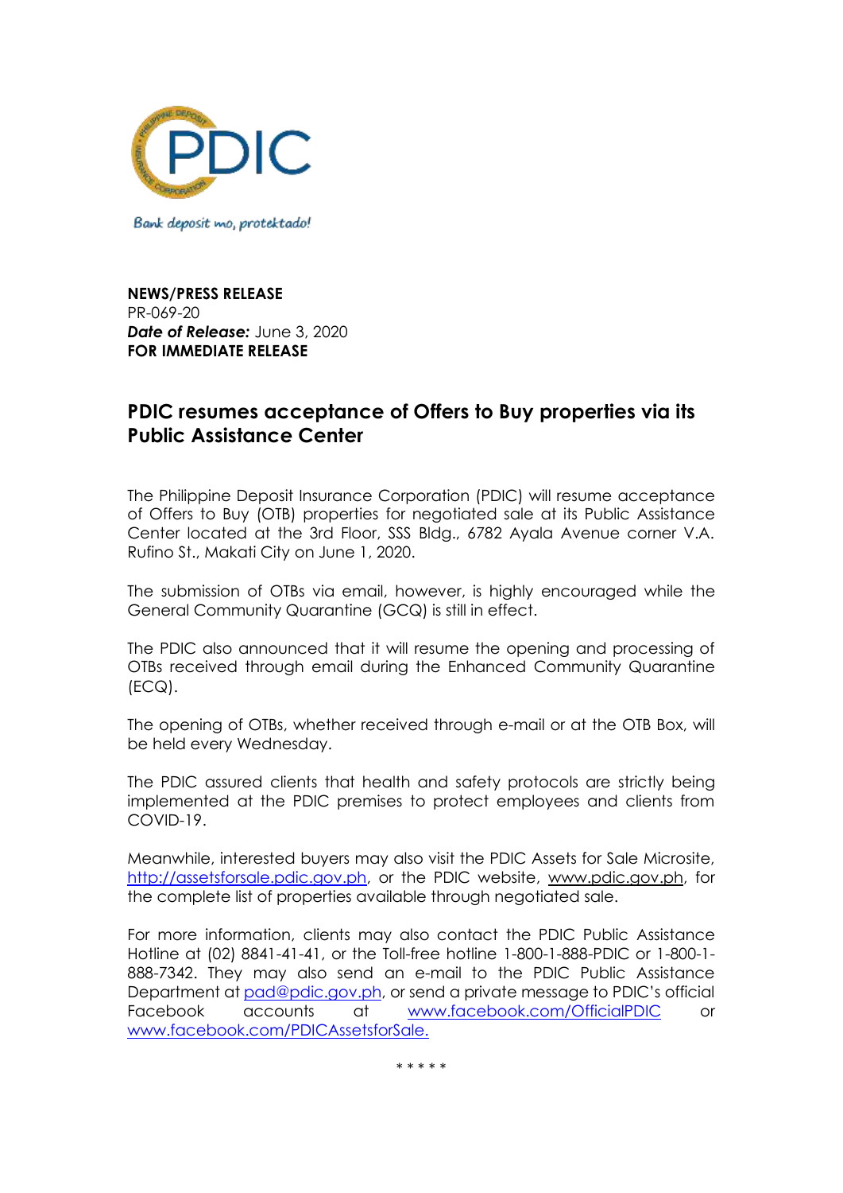Bank deposit mo, protektado!

**NEWS/PRESS RELEASE**
PR-069-20
***Date of Release:*** June 3, 2020
**FOR IMMEDIATE RELEASE**

# PDIC resumes acceptance of Offers to Buy properties via its Public Assistance Center

The Philippine Deposit Insurance Corporation (PDIC) will resume acceptance of Offers to Buy (OTB) properties for negotiated sale at its Public Assistance Center located at the 3rd Floor, SSS Bldg., 6782 Ayala Avenue corner V.A. Rufino St., Makati City on June 1, 2020.

The submission of OTBs via email, however, is highly encouraged while the General Community Quarantine (GCQ) is still in effect.

The PDIC also announced that it will resume the opening and processing of OTBs received through email during the Enhanced Community Quarantine (ECQ).

The opening of OTBs, whether received through e-mail or at the OTB Box, will be held every Wednesday.

The PDIC assured clients that health and safety protocols are strictly being implemented at the PDIC premises to protect employees and clients from COVID-19.

Meanwhile, interested buyers may also visit the PDIC Assets for Sale Microsite, http://assetsforsale.pdic.gov.ph, or the PDIC website, www.pdic.gov.ph, for the complete list of properties available through negotiated sale.

For more information, clients may also contact the PDIC Public Assistance Hotline at (02) 8841-41-41, or the Toll-free hotline 1-800-1-888-PDIC or 1-800-1-888-7342. They may also send an e-mail to the PDIC Public Assistance Department at pad@pdic.gov.ph, or send a private message to PDIC's official Facebook accounts at www.facebook.com/OfficialPDIC or www.facebook.com/PDICAssetsforSale.

\* \* \* \* \*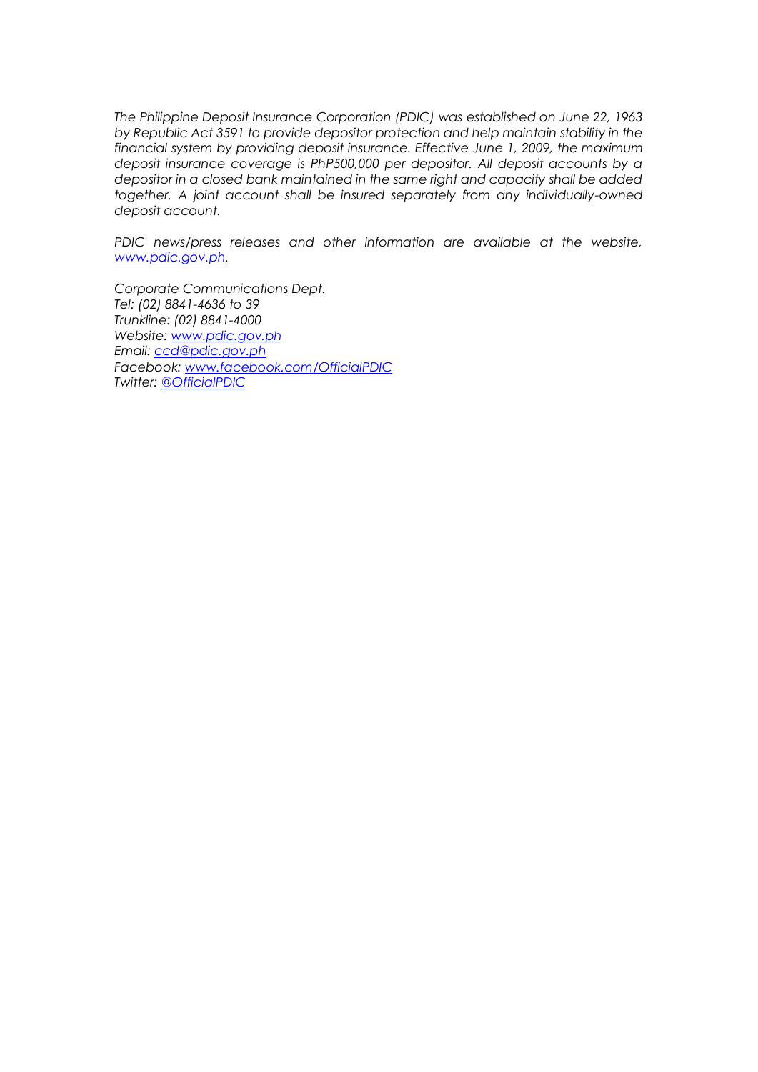*The Philippine Deposit Insurance Corporation (PDIC) was established on June 22, 1963 by Republic Act 3591 to provide depositor protection and help maintain stability in the financial system by providing deposit insurance. Effective June 1, 2009, the maximum deposit insurance coverage is PhP500,000 per depositor. All deposit accounts by a depositor in a closed bank maintained in the same right and capacity shall be added together. A joint account shall be insured separately from any individually-owned deposit account.*

*PDIC news/press releases and other information are available at the website, [www.pdic.gov.ph](http://www.pdic.gov.ph).*

*Corporate Communications Dept.*
*Tel: (02) 8841-4636 to 39*
*Trunkline: (02) 8841-4000*
*Website: [www.pdic.gov.ph](http://www.pdic.gov.ph)*
*Email: [ccd@pdic.gov.ph](mailto:ccd@pdic.gov.ph)*
*Facebook: [www.facebook.com/OfficialPDIC](http://www.facebook.com/OfficialPDIC)*
*Twitter: [@OfficialPDIC](https://twitter.com/OfficialPDIC)*